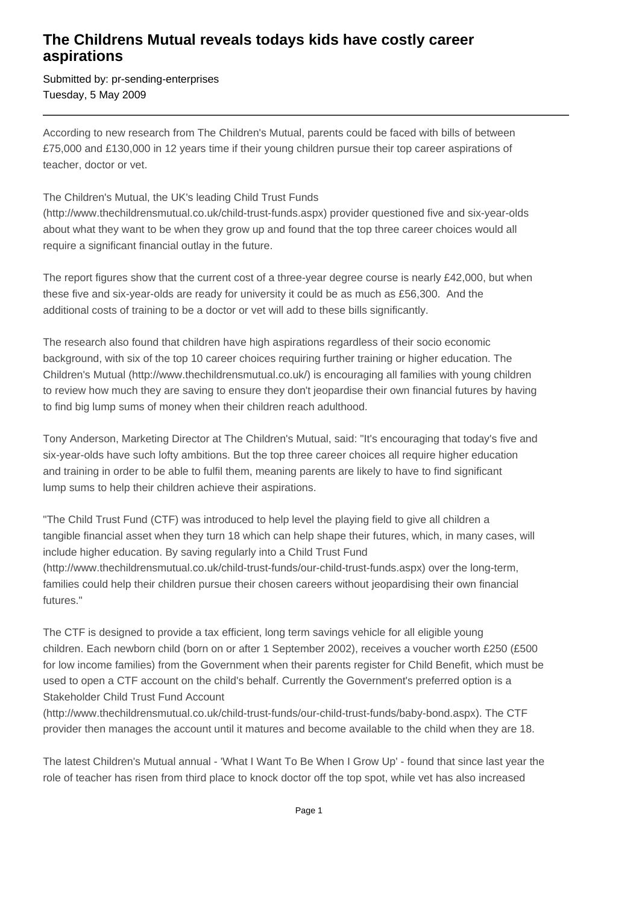# The Childrens Mutual reveals todays kids have costly career aspirations

Submitted by: pr-sending-enterprises
Tuesday, 5 May 2009

---

According to new research from The Children's Mutual, parents could be faced with bills of between £75,000 and £130,000 in 12 years time if their young children pursue their top career aspirations of teacher, doctor or vet.

The Children's Mutual, the UK's leading Child Trust Funds (http://www.thechildrensmutual.co.uk/child-trust-funds.aspx) provider questioned five and six-year-olds about what they want to be when they grow up and found that the top three career choices would all require a significant financial outlay in the future.

The report figures show that the current cost of a three-year degree course is nearly £42,000, but when these five and six-year-olds are ready for university it could be as much as £56,300. And the additional costs of training to be a doctor or vet will add to these bills significantly.

The research also found that children have high aspirations regardless of their socio economic background, with six of the top 10 career choices requiring further training or higher education. The Children's Mutual (http://www.thechildrensmutual.co.uk/) is encouraging all families with young children to review how much they are saving to ensure they don't jeopardise their own financial futures by having to find big lump sums of money when their children reach adulthood.

Tony Anderson, Marketing Director at The Children's Mutual, said: "It's encouraging that today's five and six-year-olds have such lofty ambitions. But the top three career choices all require higher education and training in order to be able to fulfil them, meaning parents are likely to have to find significant lump sums to help their children achieve their aspirations.

"The Child Trust Fund (CTF) was introduced to help level the playing field to give all children a tangible financial asset when they turn 18 which can help shape their futures, which, in many cases, will include higher education. By saving regularly into a Child Trust Fund (http://www.thechildrensmutual.co.uk/child-trust-funds/our-child-trust-funds.aspx) over the long-term, families could help their children pursue their chosen careers without jeopardising their own financial futures."

The CTF is designed to provide a tax efficient, long term savings vehicle for all eligible young children. Each newborn child (born on or after 1 September 2002), receives a voucher worth £250 (£500 for low income families) from the Government when their parents register for Child Benefit, which must be used to open a CTF account on the child's behalf. Currently the Government's preferred option is a Stakeholder Child Trust Fund Account (http://www.thechildrensmutual.co.uk/child-trust-funds/our-child-trust-funds/baby-bond.aspx). The CTF provider then manages the account until it matures and become available to the child when they are 18.

The latest Children's Mutual annual - 'What I Want To Be When I Grow Up' - found that since last year the role of teacher has risen from third place to knock doctor off the top spot, while vet has also increased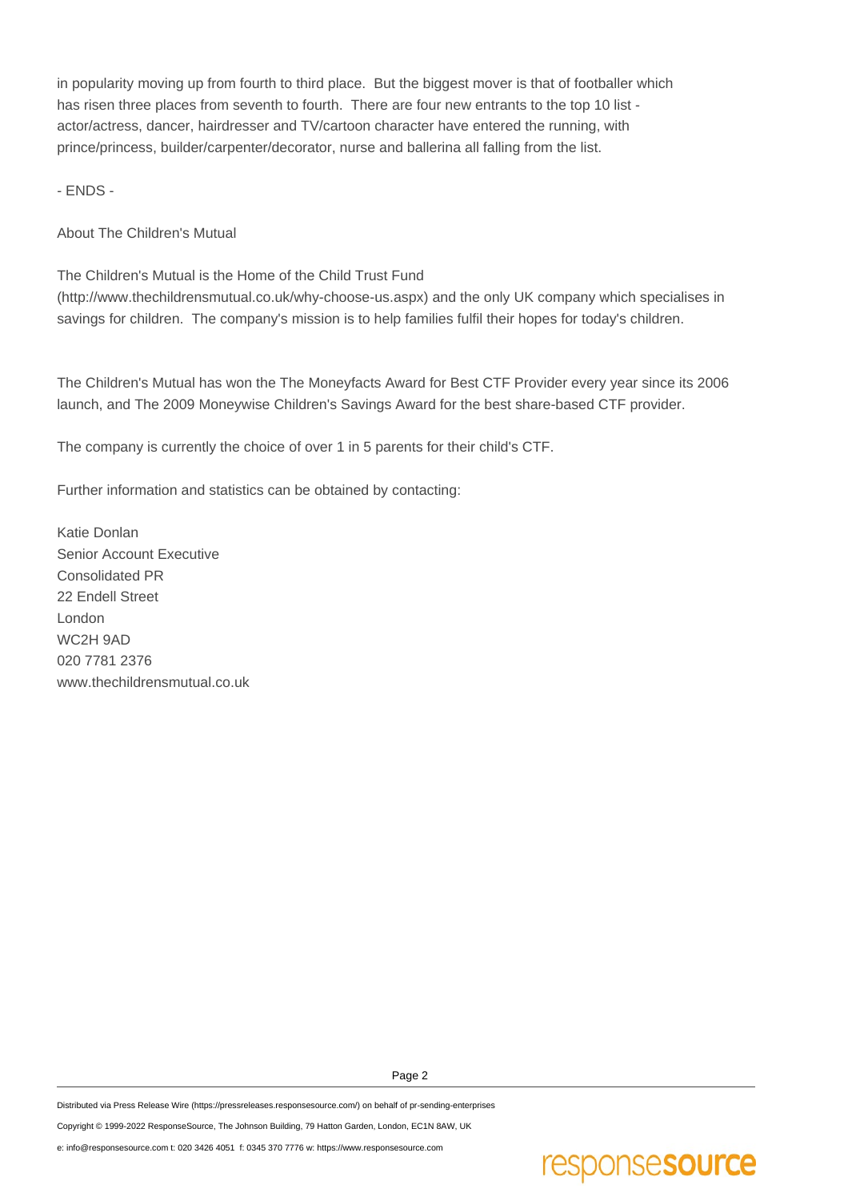in popularity moving up from fourth to third place. But the biggest mover is that of footballer which has risen three places from seventh to fourth. There are four new entrants to the top 10 list - actor/actress, dancer, hairdresser and TV/cartoon character have entered the running, with prince/princess, builder/carpenter/decorator, nurse and ballerina all falling from the list.

- ENDS -

About The Children's Mutual

The Children's Mutual is the Home of the Child Trust Fund (http://www.thechildrensmutual.co.uk/why-choose-us.aspx) and the only UK company which specialises in savings for children. The company's mission is to help families fulfil their hopes for today's children.

The Children's Mutual has won the The Moneyfacts Award for Best CTF Provider every year since its 2006 launch, and The 2009 Moneywise Children's Savings Award for the best share-based CTF provider.

The company is currently the choice of over 1 in 5 parents for their child's CTF.

Further information and statistics can be obtained by contacting:

Katie Donlan
Senior Account Executive
Consolidated PR
22 Endell Street
London
WC2H 9AD
020 7781 2376
www.thechildrensmutual.co.uk

Distributed via Press Release Wire (https://pressreleases.responsesource.com/) on behalf of pr-sending-enterprises

Copyright © 1999-2022 ResponseSource, The Johnson Building, 79 Hatton Garden, London, EC1N 8AW, UK

e: info@responsesource.com t: 020 3426 4051 f: 0345 370 7776 w: https://www.responsesource.com

responsesource